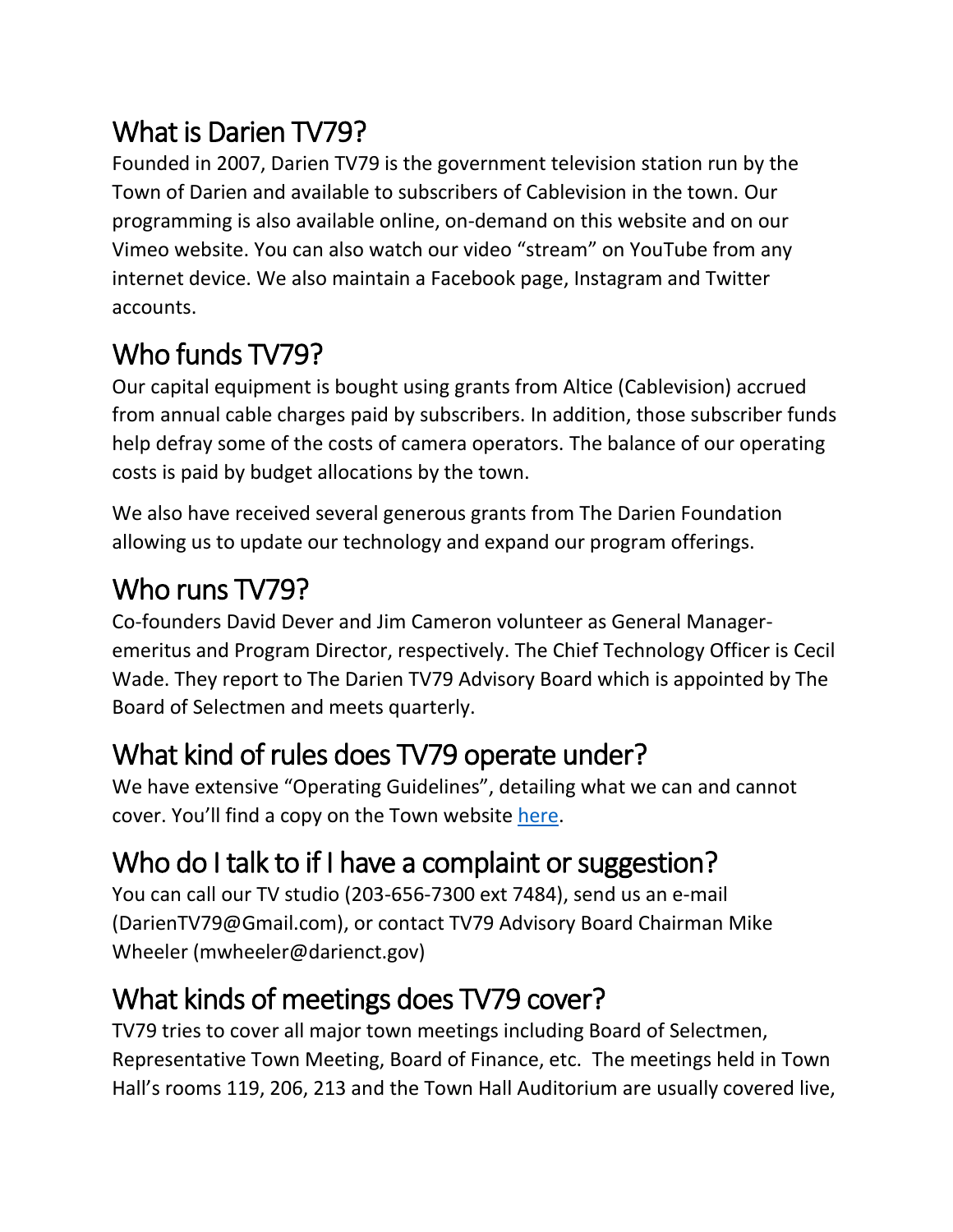## What is Darien TV79?

Founded in 2007, Darien TV79 is the government television station run by the Town of Darien and available to subscribers of Cablevision in the town. Our programming is also available online, on-demand on this website and on our Vimeo website. You can also watch our video "stream" on YouTube from any internet device. We also maintain a Facebook page, Instagram and Twitter accounts.

## Who funds TV79?

Our capital equipment is bought using grants from Altice (Cablevision) accrued from annual cable charges paid by subscribers. In addition, those subscriber funds help defray some of the costs of camera operators. The balance of our operating costs is paid by budget allocations by the town.

We also have received several generous grants from The Darien Foundation allowing us to update our technology and expand our program offerings.

## Who runs TV79?

Co-founders David Dever and Jim Cameron volunteer as General Manager-emeritus and Program Director, respectively. The Chief Technology Officer is Cecil Wade. They report to The Darien TV79 Advisory Board which is appointed by The Board of Selectmen and meets quarterly.

## What kind of rules does TV79 operate under?

We have extensive "Operating Guidelines", detailing what we can and cannot cover. You'll find a copy on the Town website [here](here).

## Who do I talk to if I have a complaint or suggestion?

You can call our TV studio (203-656-7300 ext 7484), send us an e-mail (DarienTV79@Gmail.com), or contact TV79 Advisory Board Chairman Mike Wheeler (mwheeler@darienct.gov)

## What kinds of meetings does TV79 cover?

TV79 tries to cover all major town meetings including Board of Selectmen, Representative Town Meeting, Board of Finance, etc. The meetings held in Town Hall's rooms 119, 206, 213 and the Town Hall Auditorium are usually covered live,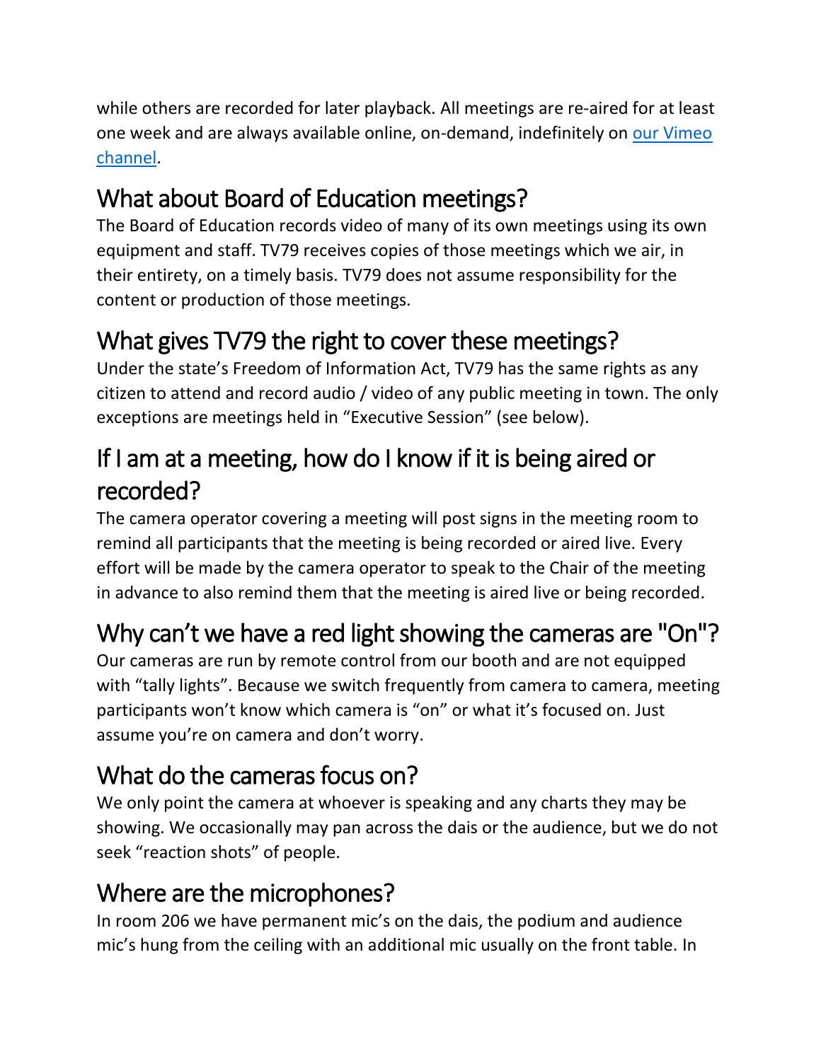while others are recorded for later playback. All meetings are re-aired for at least one week and are always available online, on-demand, indefinitely on [our Vimeo channel](#).

## What about Board of Education meetings?

The Board of Education records video of many of its own meetings using its own equipment and staff. TV79 receives copies of those meetings which we air, in their entirety, on a timely basis. TV79 does not assume responsibility for the content or production of those meetings.

## What gives TV79 the right to cover these meetings?

Under the state's Freedom of Information Act, TV79 has the same rights as any citizen to attend and record audio / video of any public meeting in town. The only exceptions are meetings held in "Executive Session" (see below).

## If I am at a meeting, how do I know if it is being aired or recorded?

The camera operator covering a meeting will post signs in the meeting room to remind all participants that the meeting is being recorded or aired live. Every effort will be made by the camera operator to speak to the Chair of the meeting in advance to also remind them that the meeting is aired live or being recorded.

## Why can't we have a red light showing the cameras are "On"?

Our cameras are run by remote control from our booth and are not equipped with "tally lights". Because we switch frequently from camera to camera, meeting participants won't know which camera is "on" or what it's focused on. Just assume you're on camera and don't worry.

## What do the cameras focus on?

We only point the camera at whoever is speaking and any charts they may be showing. We occasionally may pan across the dais or the audience, but we do not seek "reaction shots" of people.

## Where are the microphones?

In room 206 we have permanent mic's on the dais, the podium and audience mic's hung from the ceiling with an additional mic usually on the front table. In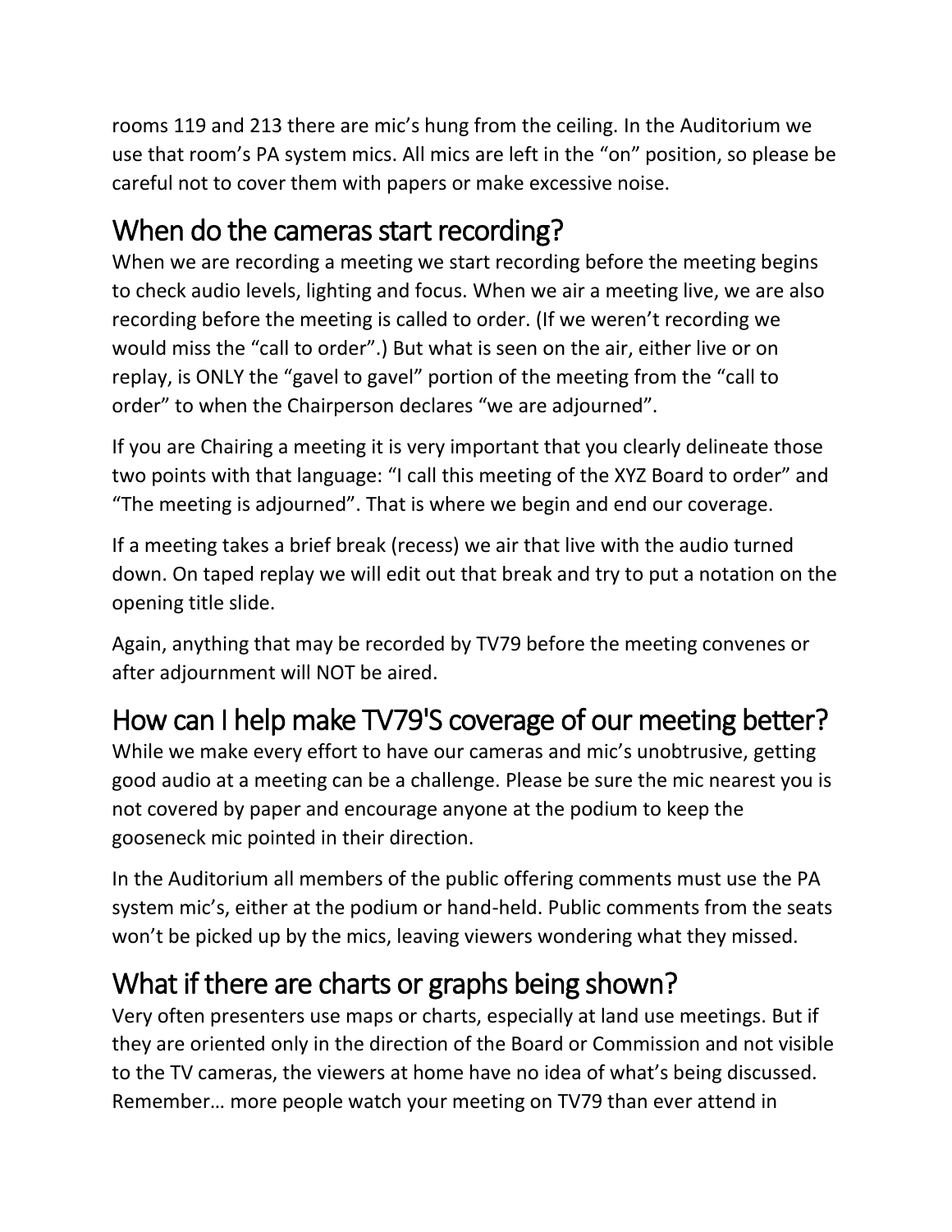rooms 119 and 213 there are mic's hung from the ceiling. In the Auditorium we use that room's PA system mics. All mics are left in the "on" position, so please be careful not to cover them with papers or make excessive noise.

## When do the cameras start recording?

When we are recording a meeting we start recording before the meeting begins to check audio levels, lighting and focus. When we air a meeting live, we are also recording before the meeting is called to order. (If we weren't recording we would miss the "call to order".) But what is seen on the air, either live or on replay, is ONLY the "gavel to gavel" portion of the meeting from the "call to order" to when the Chairperson declares "we are adjourned".

If you are Chairing a meeting it is very important that you clearly delineate those two points with that language: "I call this meeting of the XYZ Board to order" and "The meeting is adjourned". That is where we begin and end our coverage.

If a meeting takes a brief break (recess) we air that live with the audio turned down. On taped replay we will edit out that break and try to put a notation on the opening title slide.

Again, anything that may be recorded by TV79 before the meeting convenes or after adjournment will NOT be aired.

## How can I help make TV79'S coverage of our meeting better?

While we make every effort to have our cameras and mic's unobtrusive, getting good audio at a meeting can be a challenge. Please be sure the mic nearest you is not covered by paper and encourage anyone at the podium to keep the gooseneck mic pointed in their direction.

In the Auditorium all members of the public offering comments must use the PA system mic's, either at the podium or hand-held. Public comments from the seats won't be picked up by the mics, leaving viewers wondering what they missed.

## What if there are charts or graphs being shown?

Very often presenters use maps or charts, especially at land use meetings. But if they are oriented only in the direction of the Board or Commission and not visible to the TV cameras, the viewers at home have no idea of what's being discussed. Remember… more people watch your meeting on TV79 than ever attend in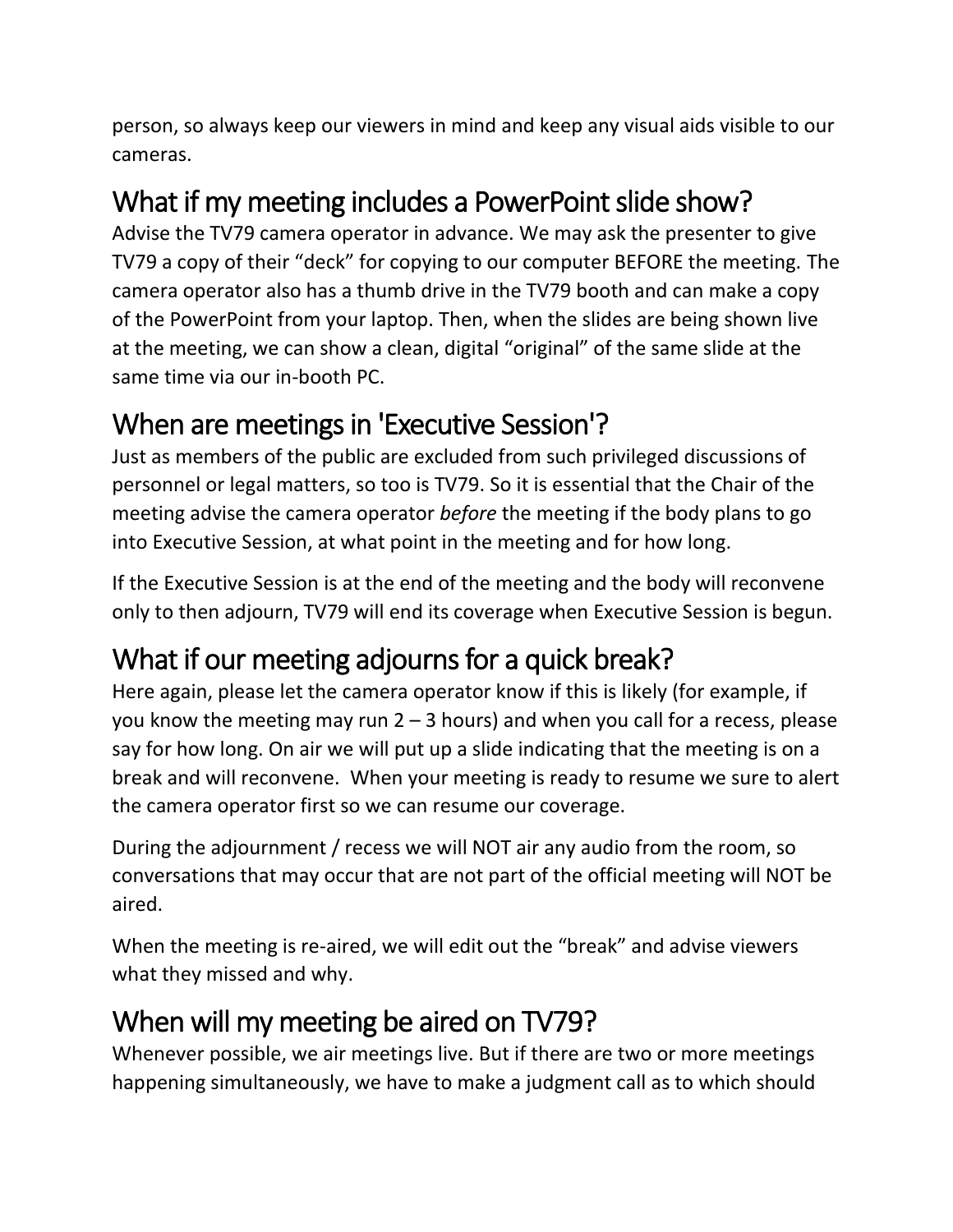person, so always keep our viewers in mind and keep any visual aids visible to our cameras.

## What if my meeting includes a PowerPoint slide show?

Advise the TV79 camera operator in advance. We may ask the presenter to give TV79 a copy of their "deck" for copying to our computer BEFORE the meeting. The camera operator also has a thumb drive in the TV79 booth and can make a copy of the PowerPoint from your laptop. Then, when the slides are being shown live at the meeting, we can show a clean, digital "original" of the same slide at the same time via our in-booth PC.

## When are meetings in 'Executive Session'?

Just as members of the public are excluded from such privileged discussions of personnel or legal matters, so too is TV79. So it is essential that the Chair of the meeting advise the camera operator *before* the meeting if the body plans to go into Executive Session, at what point in the meeting and for how long.

If the Executive Session is at the end of the meeting and the body will reconvene only to then adjourn, TV79 will end its coverage when Executive Session is begun.

## What if our meeting adjourns for a quick break?

Here again, please let the camera operator know if this is likely (for example, if you know the meeting may run 2 – 3 hours) and when you call for a recess, please say for how long. On air we will put up a slide indicating that the meeting is on a break and will reconvene. When your meeting is ready to resume we sure to alert the camera operator first so we can resume our coverage.

During the adjournment / recess we will NOT air any audio from the room, so conversations that may occur that are not part of the official meeting will NOT be aired.

When the meeting is re-aired, we will edit out the "break" and advise viewers what they missed and why.

## When will my meeting be aired on TV79?

Whenever possible, we air meetings live. But if there are two or more meetings happening simultaneously, we have to make a judgment call as to which should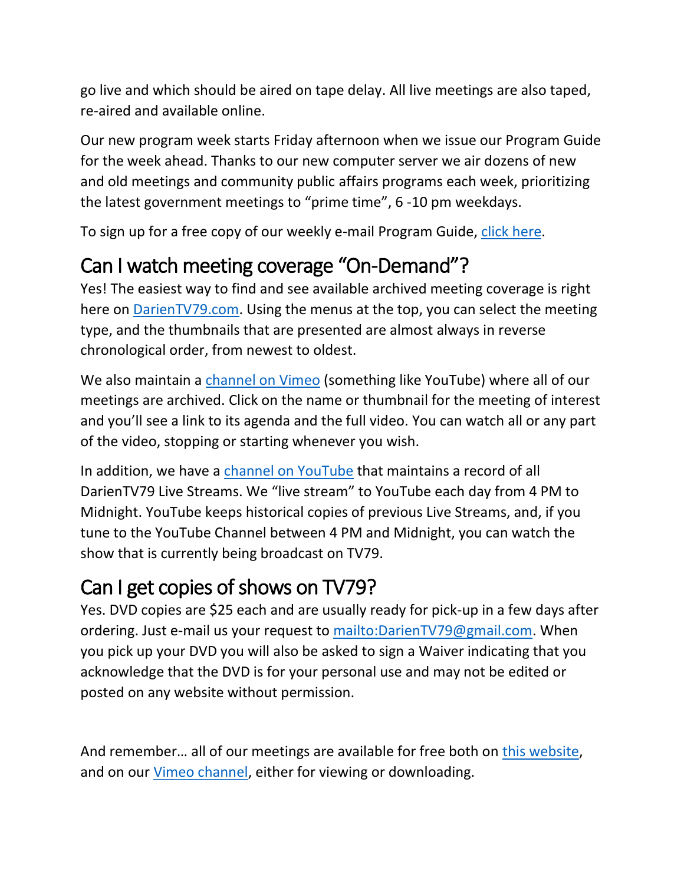go live and which should be aired on tape delay. All live meetings are also taped, re-aired and available online.

Our new program week starts Friday afternoon when we issue our Program Guide for the week ahead. Thanks to our new computer server we air dozens of new and old meetings and community public affairs programs each week, prioritizing the latest government meetings to “prime time”, 6 -10 pm weekdays.

To sign up for a free copy of our weekly e-mail Program Guide, click here.

## Can I watch meeting coverage “On-Demand”?

Yes! The easiest way to find and see available archived meeting coverage is right here on DarienTV79.com. Using the menus at the top, you can select the meeting type, and the thumbnails that are presented are almost always in reverse chronological order, from newest to oldest.

We also maintain a channel on Vimeo (something like YouTube) where all of our meetings are archived. Click on the name or thumbnail for the meeting of interest and you’ll see a link to its agenda and the full video. You can watch all or any part of the video, stopping or starting whenever you wish.

In addition, we have a channel on YouTube that maintains a record of all DarienTV79 Live Streams. We “live stream” to YouTube each day from 4 PM to Midnight. YouTube keeps historical copies of previous Live Streams, and, if you tune to the YouTube Channel between 4 PM and Midnight, you can watch the show that is currently being broadcast on TV79.

## Can I get copies of shows on TV79?

Yes. DVD copies are $25 each and are usually ready for pick-up in a few days after ordering. Just e-mail us your request to mailto:DarienTV79@gmail.com. When you pick up your DVD you will also be asked to sign a Waiver indicating that you acknowledge that the DVD is for your personal use and may not be edited or posted on any website without permission.

And remember… all of our meetings are available for free both on this website, and on our Vimeo channel, either for viewing or downloading.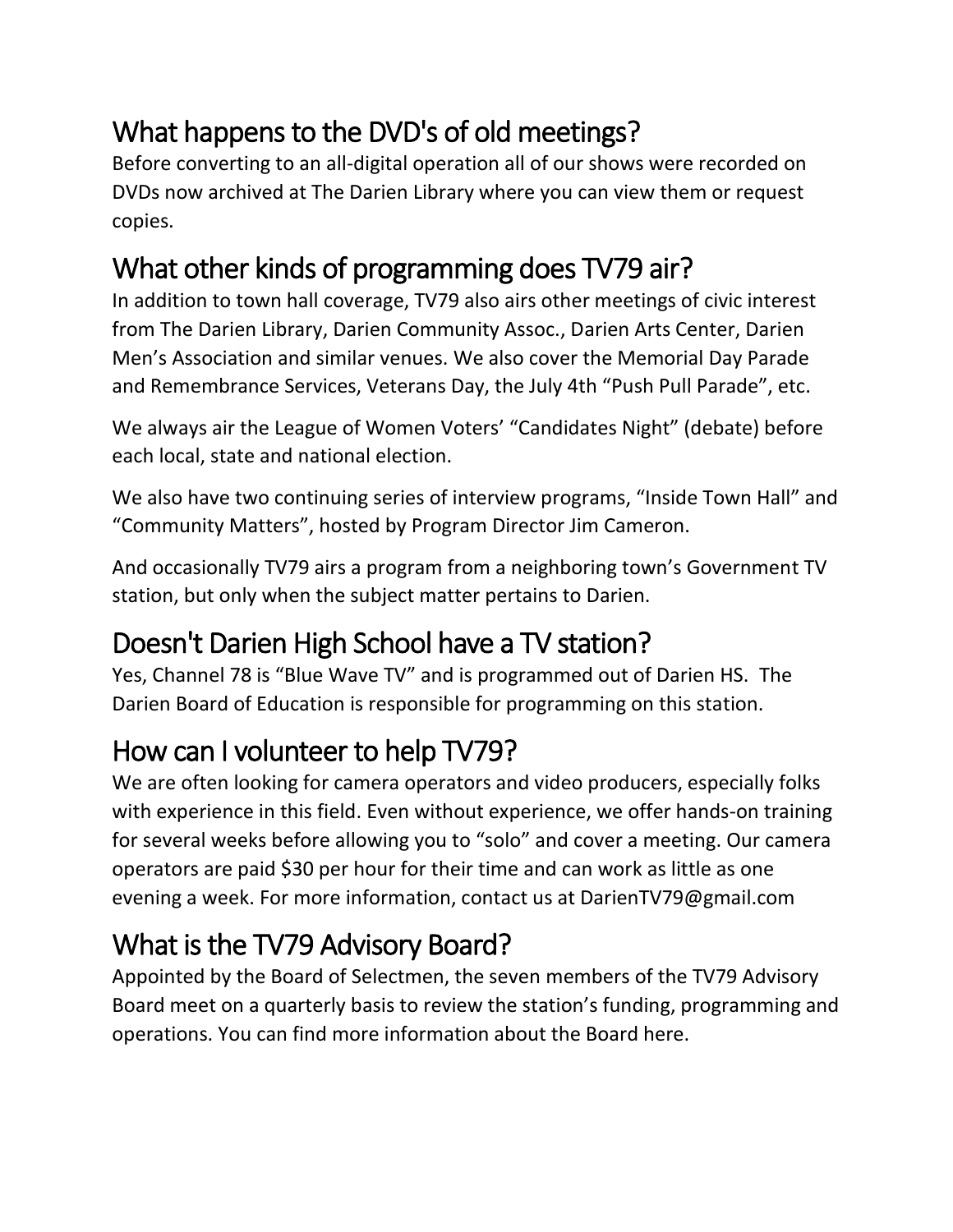## What happens to the DVD's of old meetings?

Before converting to an all-digital operation all of our shows were recorded on DVDs now archived at The Darien Library where you can view them or request copies.

## What other kinds of programming does TV79 air?

In addition to town hall coverage, TV79 also airs other meetings of civic interest from The Darien Library, Darien Community Assoc., Darien Arts Center, Darien Men's Association and similar venues. We also cover the Memorial Day Parade and Remembrance Services, Veterans Day, the July 4th "Push Pull Parade", etc.

We always air the League of Women Voters' "Candidates Night" (debate) before each local, state and national election.

We also have two continuing series of interview programs, "Inside Town Hall" and "Community Matters", hosted by Program Director Jim Cameron.

And occasionally TV79 airs a program from a neighboring town's Government TV station, but only when the subject matter pertains to Darien.

## Doesn't Darien High School have a TV station?

Yes, Channel 78 is "Blue Wave TV" and is programmed out of Darien HS. The Darien Board of Education is responsible for programming on this station.

## How can I volunteer to help TV79?

We are often looking for camera operators and video producers, especially folks with experience in this field. Even without experience, we offer hands-on training for several weeks before allowing you to "solo" and cover a meeting. Our camera operators are paid $30 per hour for their time and can work as little as one evening a week. For more information, contact us at DarienTV79@gmail.com

## What is the TV79 Advisory Board?

Appointed by the Board of Selectmen, the seven members of the TV79 Advisory Board meet on a quarterly basis to review the station's funding, programming and operations. You can find more information about the Board here.